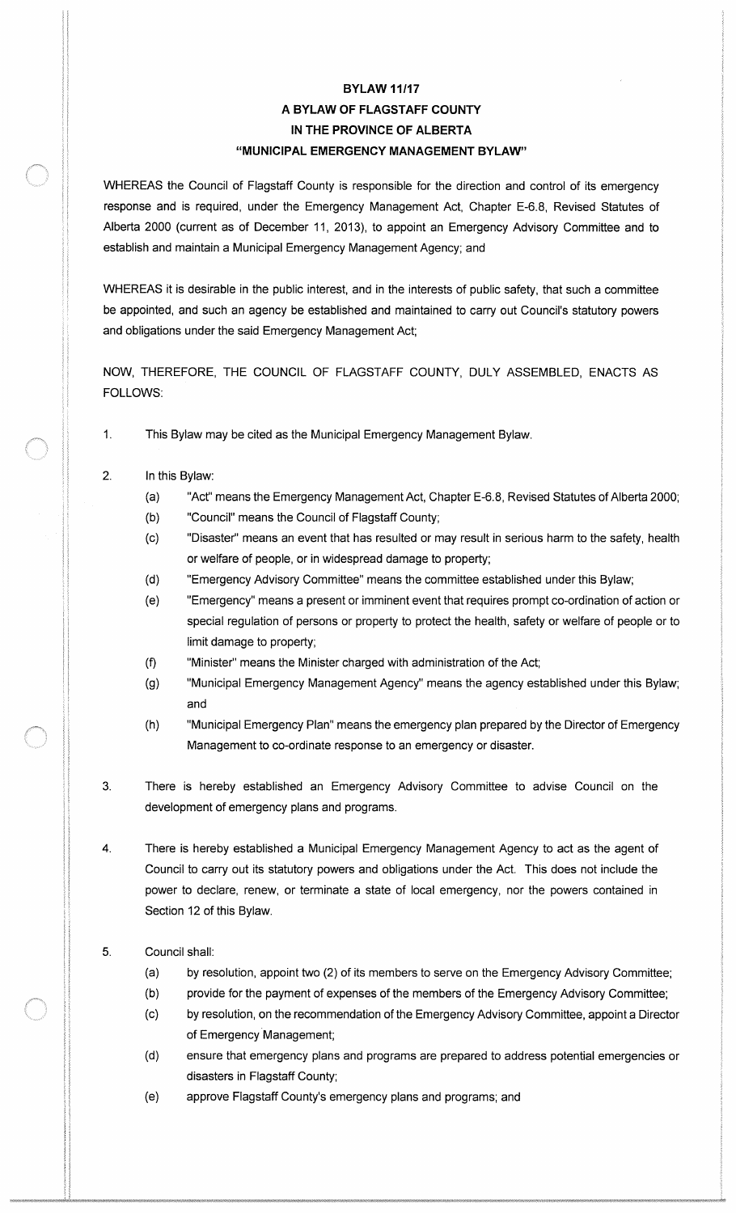# BYLAW 11/17
## A BYLAW OF FLAGSTAFF COUNTY
## IN THE PROVINCE OF ALBERTA
## "MUNICIPAL EMERGENCY MANAGEMENT BYLAW"

WHEREAS the Council of Flagstaff County is responsible for the direction and control of its emergency response and is required, under the Emergency Management Act, Chapter E-6.8, Revised Statutes of Alberta 2000 (current as of December 11, 2013), to appoint an Emergency Advisory Committee and to establish and maintain a Municipal Emergency Management Agency; and

WHEREAS it is desirable in the public interest, and in the interests of public safety, that such a committee be appointed, and such an agency be established and maintained to carry out Council's statutory powers and obligations under the said Emergency Management Act;

NOW, THEREFORE, THE COUNCIL OF FLAGSTAFF COUNTY, DULY ASSEMBLED, ENACTS AS FOLLOWS:

1. This Bylaw may be cited as the Municipal Emergency Management Bylaw.

2. In this Bylaw:
   - (a) "Act" means the Emergency Management Act, Chapter E-6.8, Revised Statutes of Alberta 2000;
   - (b) "Council" means the Council of Flagstaff County;
   - (c) "Disaster" means an event that has resulted or may result in serious harm to the safety, health or welfare of people, or in widespread damage to property;
   - (d) "Emergency Advisory Committee" means the committee established under this Bylaw;
   - (e) "Emergency" means a present or imminent event that requires prompt co-ordination of action or special regulation of persons or property to protect the health, safety or welfare of people or to limit damage to property;
   - (f) "Minister" means the Minister charged with administration of the Act;
   - (g) "Municipal Emergency Management Agency" means the agency established under this Bylaw; and
   - (h) "Municipal Emergency Plan" means the emergency plan prepared by the Director of Emergency Management to co-ordinate response to an emergency or disaster.

3. There is hereby established an Emergency Advisory Committee to advise Council on the development of emergency plans and programs.

4. There is hereby established a Municipal Emergency Management Agency to act as the agent of Council to carry out its statutory powers and obligations under the Act. This does not include the power to declare, renew, or terminate a state of local emergency, nor the powers contained in Section 12 of this Bylaw.

5. Council shall:
   - (a) by resolution, appoint two (2) of its members to serve on the Emergency Advisory Committee;
   - (b) provide for the payment of expenses of the members of the Emergency Advisory Committee;
   - (c) by resolution, on the recommendation of the Emergency Advisory Committee, appoint a Director of Emergency Management;
   - (d) ensure that emergency plans and programs are prepared to address potential emergencies or disasters in Flagstaff County;
   - (e) approve Flagstaff County's emergency plans and programs; and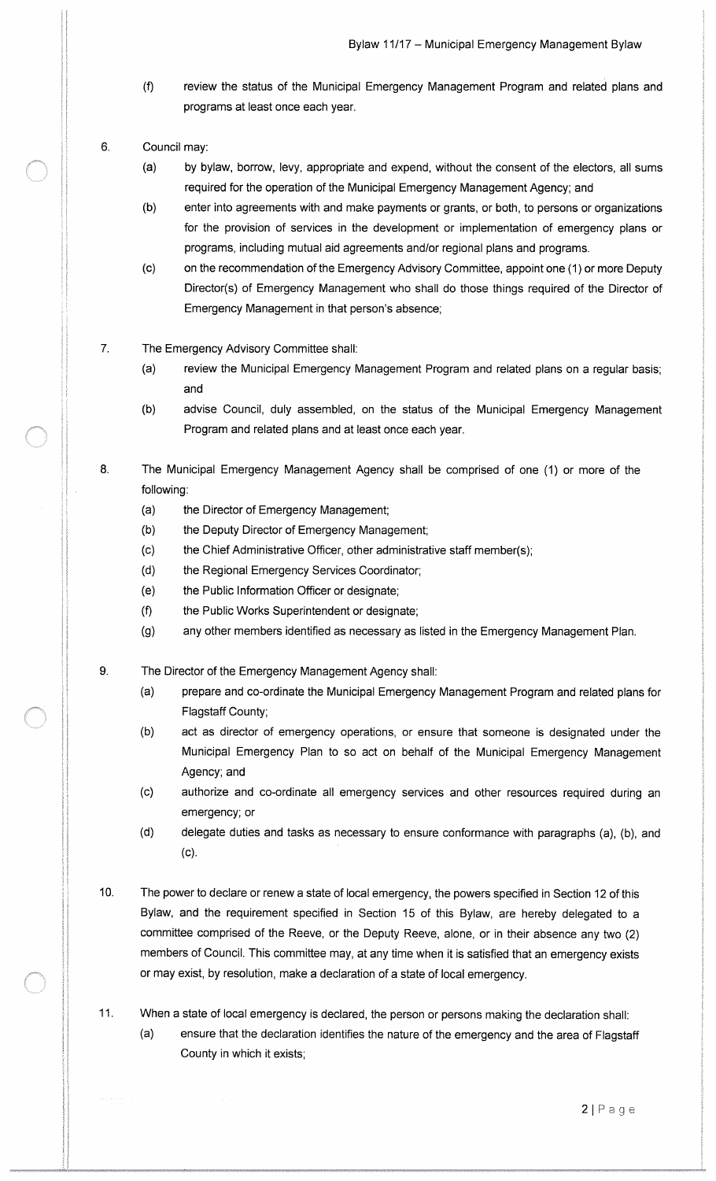(f) review the status of the Municipal Emergency Management Program and related plans and programs at least once each year.

6. Council may:

   (a) by bylaw, borrow, levy, appropriate and expend, without the consent of the electors, all sums required for the operation of the Municipal Emergency Management Agency; and

   (b) enter into agreements with and make payments or grants, or both, to persons or organizations for the provision of services in the development or implementation of emergency plans or programs, including mutual aid agreements and/or regional plans and programs.

   (c) on the recommendation of the Emergency Advisory Committee, appoint one (1) or more Deputy Director(s) of Emergency Management who shall do those things required of the Director of Emergency Management in that person's absence;

7. The Emergency Advisory Committee shall:

   (a) review the Municipal Emergency Management Program and related plans on a regular basis; and

   (b) advise Council, duly assembled, on the status of the Municipal Emergency Management Program and related plans and at least once each year.

8. The Municipal Emergency Management Agency shall be comprised of one (1) or more of the following:

   (a) the Director of Emergency Management;

   (b) the Deputy Director of Emergency Management;

   (c) the Chief Administrative Officer, other administrative staff member(s);

   (d) the Regional Emergency Services Coordinator;

   (e) the Public Information Officer or designate;

   (f) the Public Works Superintendent or designate;

   (g) any other members identified as necessary as listed in the Emergency Management Plan.

9. The Director of the Emergency Management Agency shall:

   (a) prepare and co-ordinate the Municipal Emergency Management Program and related plans for Flagstaff County;

   (b) act as director of emergency operations, or ensure that someone is designated under the Municipal Emergency Plan to so act on behalf of the Municipal Emergency Management Agency; and

   (c) authorize and co-ordinate all emergency services and other resources required during an emergency; or

   (d) delegate duties and tasks as necessary to ensure conformance with paragraphs (a), (b), and (c).

10. The power to declare or renew a state of local emergency, the powers specified in Section 12 of this Bylaw, and the requirement specified in Section 15 of this Bylaw, are hereby delegated to a committee comprised of the Reeve, or the Deputy Reeve, alone, or in their absence any two (2) members of Council. This committee may, at any time when it is satisfied that an emergency exists or may exist, by resolution, make a declaration of a state of local emergency.

11. When a state of local emergency is declared, the person or persons making the declaration shall:

    (a) ensure that the declaration identifies the nature of the emergency and the area of Flagstaff County in which it exists;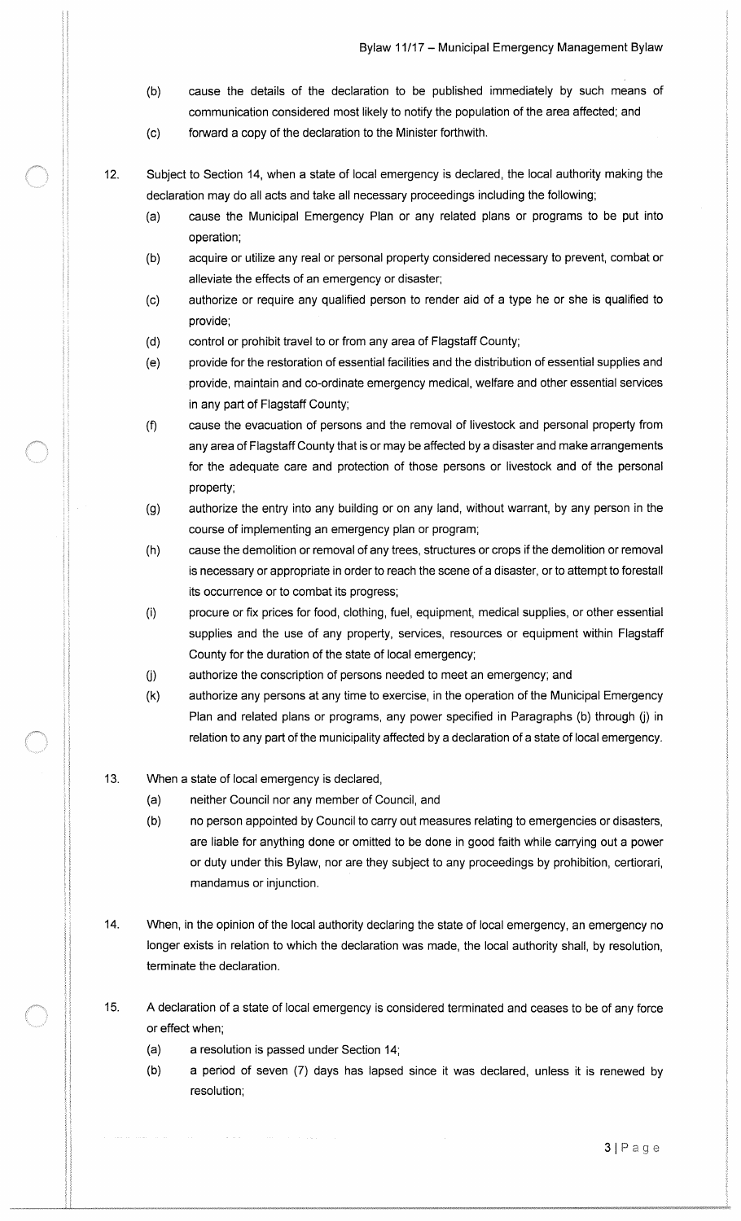(b) cause the details of the declaration to be published immediately by such means of communication considered most likely to notify the population of the area affected; and

(c) forward a copy of the declaration to the Minister forthwith.

12. Subject to Section 14, when a state of local emergency is declared, the local authority making the declaration may do all acts and take all necessary proceedings including the following;

   (a) cause the Municipal Emergency Plan or any related plans or programs to be put into operation;

   (b) acquire or utilize any real or personal property considered necessary to prevent, combat or alleviate the effects of an emergency or disaster;

   (c) authorize or require any qualified person to render aid of a type he or she is qualified to provide;

   (d) control or prohibit travel to or from any area of Flagstaff County;

   (e) provide for the restoration of essential facilities and the distribution of essential supplies and provide, maintain and co-ordinate emergency medical, welfare and other essential services in any part of Flagstaff County;

   (f) cause the evacuation of persons and the removal of livestock and personal property from any area of Flagstaff County that is or may be affected by a disaster and make arrangements for the adequate care and protection of those persons or livestock and of the personal property;

   (g) authorize the entry into any building or on any land, without warrant, by any person in the course of implementing an emergency plan or program;

   (h) cause the demolition or removal of any trees, structures or crops if the demolition or removal is necessary or appropriate in order to reach the scene of a disaster, or to attempt to forestall its occurrence or to combat its progress;

   (i) procure or fix prices for food, clothing, fuel, equipment, medical supplies, or other essential supplies and the use of any property, services, resources or equipment within Flagstaff County for the duration of the state of local emergency;

   (j) authorize the conscription of persons needed to meet an emergency; and

   (k) authorize any persons at any time to exercise, in the operation of the Municipal Emergency Plan and related plans or programs, any power specified in Paragraphs (b) through (j) in relation to any part of the municipality affected by a declaration of a state of local emergency.

13. When a state of local emergency is declared,

   (a) neither Council nor any member of Council, and

   (b) no person appointed by Council to carry out measures relating to emergencies or disasters, are liable for anything done or omitted to be done in good faith while carrying out a power or duty under this Bylaw, nor are they subject to any proceedings by prohibition, certiorari, mandamus or injunction.

14. When, in the opinion of the local authority declaring the state of local emergency, an emergency no longer exists in relation to which the declaration was made, the local authority shall, by resolution, terminate the declaration.

15. A declaration of a state of local emergency is considered terminated and ceases to be of any force or effect when;

   (a) a resolution is passed under Section 14;

   (b) a period of seven (7) days has lapsed since it was declared, unless it is renewed by resolution;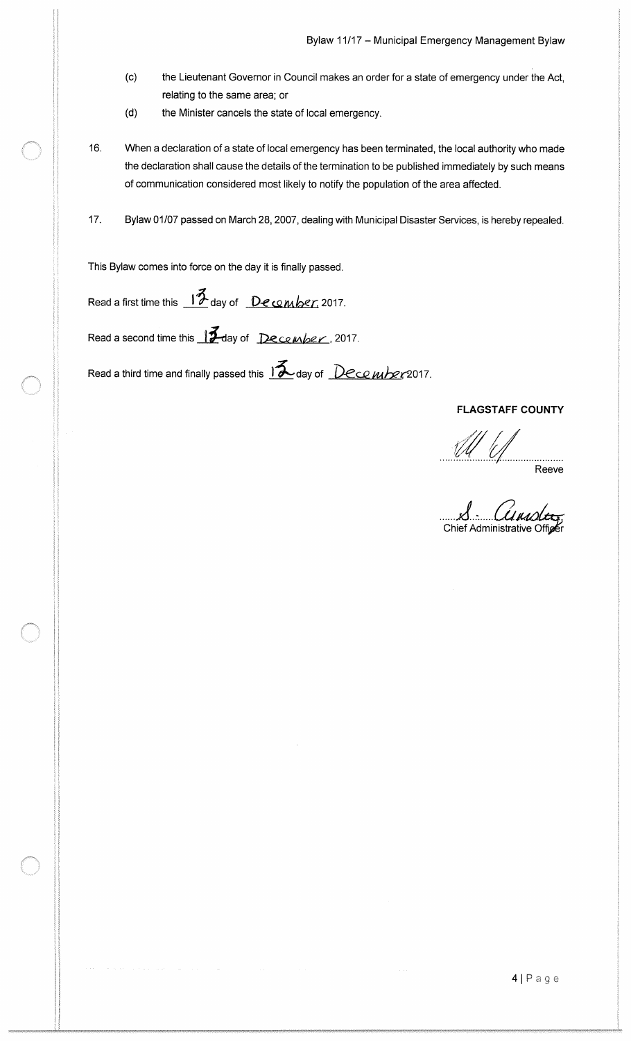(c) the Lieutenant Governor in Council makes an order for a state of emergency under the Act, relating to the same area; or

(d) the Minister cancels the state of local emergency.

16. When a declaration of a state of local emergency has been terminated, the local authority who made the declaration shall cause the details of the termination to be published immediately by such means of communication considered most likely to notify the population of the area affected.

17. Bylaw 01/07 passed on March 28, 2007, dealing with Municipal Disaster Services, is hereby repealed.

This Bylaw comes into force on the day it is finally passed.

Read a first time this 13 day of December 2017.

Read a second time this 13 day of December, 2017.

Read a third time and finally passed this 13 day of December 2017.

**FLAGSTAFF COUNTY**

Reeve

Chief Administrative Officer